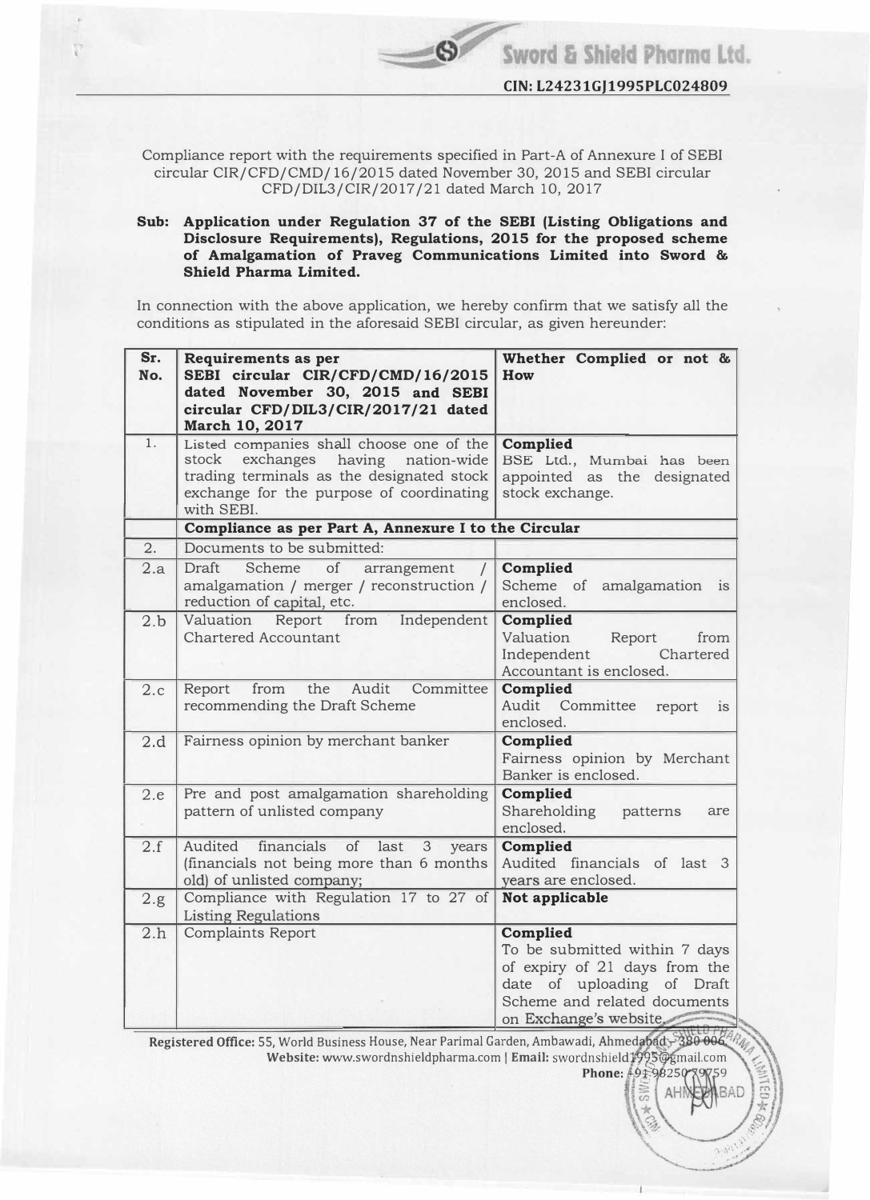**Sword & Shield Pharma Ltd.**

**CIN: L24231GJ1995PLC024809**

Compliance report with the requirements specified in Part-A of Annexure I of SEBI circular CIR/CFD/CMD/16/2015 dated November 30, 2015 and SEBI circular CFD/DIL3/CIR/2017/21 dated March 10, 2017

**Sub: Application under Regulation 37 of the SEBI (Listing Obligations and Disclosure Requirements), Regulations, 2015 for the proposed scheme of Amalgamation of Praveg Communications Limited into Sword & Shield Pharma Limited.**

In connection with the above application, we hereby confirm that we satisfy all the conditions as stipulated in the aforesaid SEBI circular, as given hereunder:

| Sr. No. | Requirements as per SEBI circular CIR/CFD/CMD/16/2015 dated November 30, 2015 and SEBI circular CFD/DIL3/CIR/2017/21 dated March 10, 2017 | Whether Complied or not & How |
|---|---|---|
| 1. | Listed companies shall choose one of the stock exchanges having nation-wide trading terminals as the designated stock exchange for the purpose of coordinating with SEBI. | **Complied** BSE Ltd., Mumbai has been appointed as the designated stock exchange. |
| | **Compliance as per Part A, Annexure I to the Circular** | |
| 2. | Documents to be submitted: | |
| 2.a | Draft Scheme of arrangement / amalgamation / merger / reconstruction / reduction of capital, etc. | **Complied** Scheme of amalgamation is enclosed. |
| 2.b | Valuation Report from Independent Chartered Accountant | **Complied** Valuation Report from Independent Chartered Accountant is enclosed. |
| 2.c | Report from the Audit Committee recommending the Draft Scheme | **Complied** Audit Committee report is enclosed. |
| 2.d | Fairness opinion by merchant banker | **Complied** Fairness opinion by Merchant Banker is enclosed. |
| 2.e | Pre and post amalgamation shareholding pattern of unlisted company | **Complied** Shareholding patterns are enclosed. |
| 2.f | Audited financials of last 3 years (financials not being more than 6 months old) of unlisted company; | **Complied** Audited financials of last 3 years are enclosed. |
| 2.g | Compliance with Regulation 17 to 27 of Listing Regulations | **Not applicable** |
| 2.h | Complaints Report | **Complied** To be submitted within 7 days of expiry of 21 days from the date of uploading of Draft Scheme and related documents on Exchange's website. |

**Registered Office:** 55, World Business House, Near Parimal Garden, Ambawadi, Ahmedabad - 380 006.
**Website:** www.swordnshieldpharma.com | **Email:** swordnshield1995@gmail.com
**Phone:** +91 98250 79759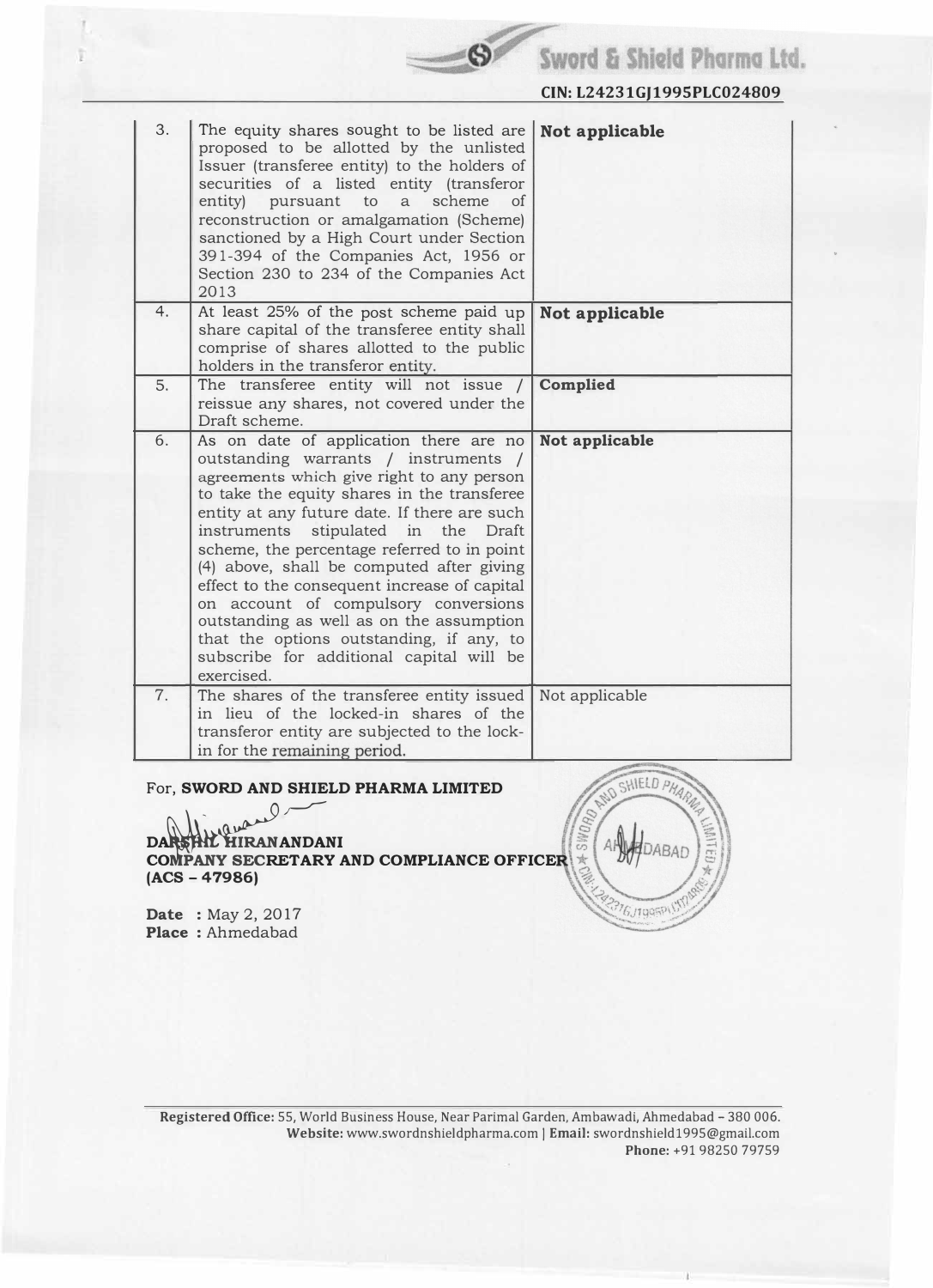| | | |
|---|---|---|
| 3. | The equity shares sought to be listed are proposed to be allotted by the unlisted Issuer (transferee entity) to the holders of securities of a listed entity (transferor entity) pursuant to a scheme of reconstruction or amalgamation (Scheme) sanctioned by a High Court under Section 391-394 of the Companies Act, 1956 or Section 230 to 234 of the Companies Act 2013 | **Not applicable** |
| 4. | At least 25% of the post scheme paid up share capital of the transferee entity shall comprise of shares allotted to the public holders in the transferor entity. | **Not applicable** |
| 5. | The transferee entity will not issue / reissue any shares, not covered under the Draft scheme. | **Complied** |
| 6. | As on date of application there are no outstanding warrants / instruments / agreements which give right to any person to take the equity shares in the transferee entity at any future date. If there are such instruments stipulated in the Draft scheme, the percentage referred to in point (4) above, shall be computed after giving effect to the consequent increase of capital on account of compulsory conversions outstanding as well as on the assumption that the options outstanding, if any, to subscribe for additional capital will be exercised. | **Not applicable** |
| 7. | The shares of the transferee entity issued in lieu of the locked-in shares of the transferor entity are subjected to the lock-in for the remaining period. | Not applicable |

For, **SWORD AND SHIELD PHARMA LIMITED**

**DARSHIL HIRANANDANI**
**COMPANY SECRETARY AND COMPLIANCE OFFICER**
**(ACS – 47986)**

**Date** : May 2, 2017
**Place** : Ahmedabad

**Registered Office:** 55, World Business House, Near Parimal Garden, Ambawadi, Ahmedabad – 380 006.
**Website:** www.swordnshieldpharma.com | **Email:** swordnshield1995@gmail.com
**Phone:** +91 98250 79759